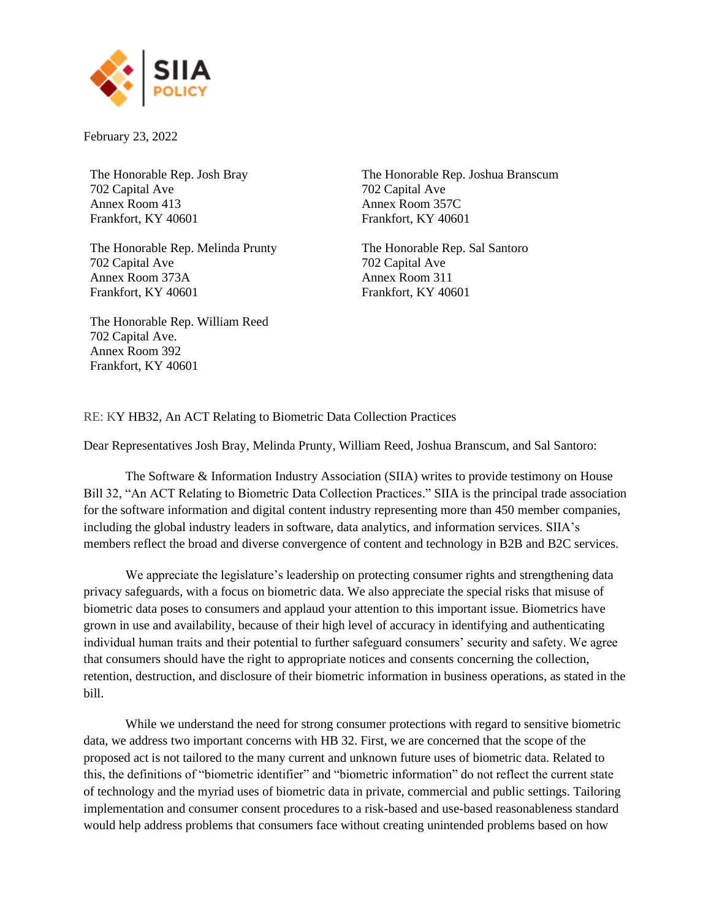February 23, 2022

The Honorable Rep. Josh Bray
702 Capital Ave
Annex Room 413
Frankfort, KY 40601

The Honorable Rep. Joshua Branscum
702 Capital Ave
Annex Room 357C
Frankfort, KY 40601

The Honorable Rep. Melinda Prunty
702 Capital Ave
Annex Room 373A
Frankfort, KY 40601

The Honorable Rep. Sal Santoro
702 Capital Ave
Annex Room 311
Frankfort, KY 40601

The Honorable Rep. William Reed
702 Capital Ave.
Annex Room 392
Frankfort, KY 40601

RE: KY HB32, An ACT Relating to Biometric Data Collection Practices

Dear Representatives Josh Bray, Melinda Prunty, William Reed, Joshua Branscum, and Sal Santoro:

The Software & Information Industry Association (SIIA) writes to provide testimony on House Bill 32, "An ACT Relating to Biometric Data Collection Practices." SIIA is the principal trade association for the software information and digital content industry representing more than 450 member companies, including the global industry leaders in software, data analytics, and information services. SIIA's members reflect the broad and diverse convergence of content and technology in B2B and B2C services.

We appreciate the legislature's leadership on protecting consumer rights and strengthening data privacy safeguards, with a focus on biometric data. We also appreciate the special risks that misuse of biometric data poses to consumers and applaud your attention to this important issue. Biometrics have grown in use and availability, because of their high level of accuracy in identifying and authenticating individual human traits and their potential to further safeguard consumers' security and safety. We agree that consumers should have the right to appropriate notices and consents concerning the collection, retention, destruction, and disclosure of their biometric information in business operations, as stated in the bill.

While we understand the need for strong consumer protections with regard to sensitive biometric data, we address two important concerns with HB 32. First, we are concerned that the scope of the proposed act is not tailored to the many current and unknown future uses of biometric data. Related to this, the definitions of "biometric identifier" and "biometric information" do not reflect the current state of technology and the myriad uses of biometric data in private, commercial and public settings. Tailoring implementation and consumer consent procedures to a risk-based and use-based reasonableness standard would help address problems that consumers face without creating unintended problems based on how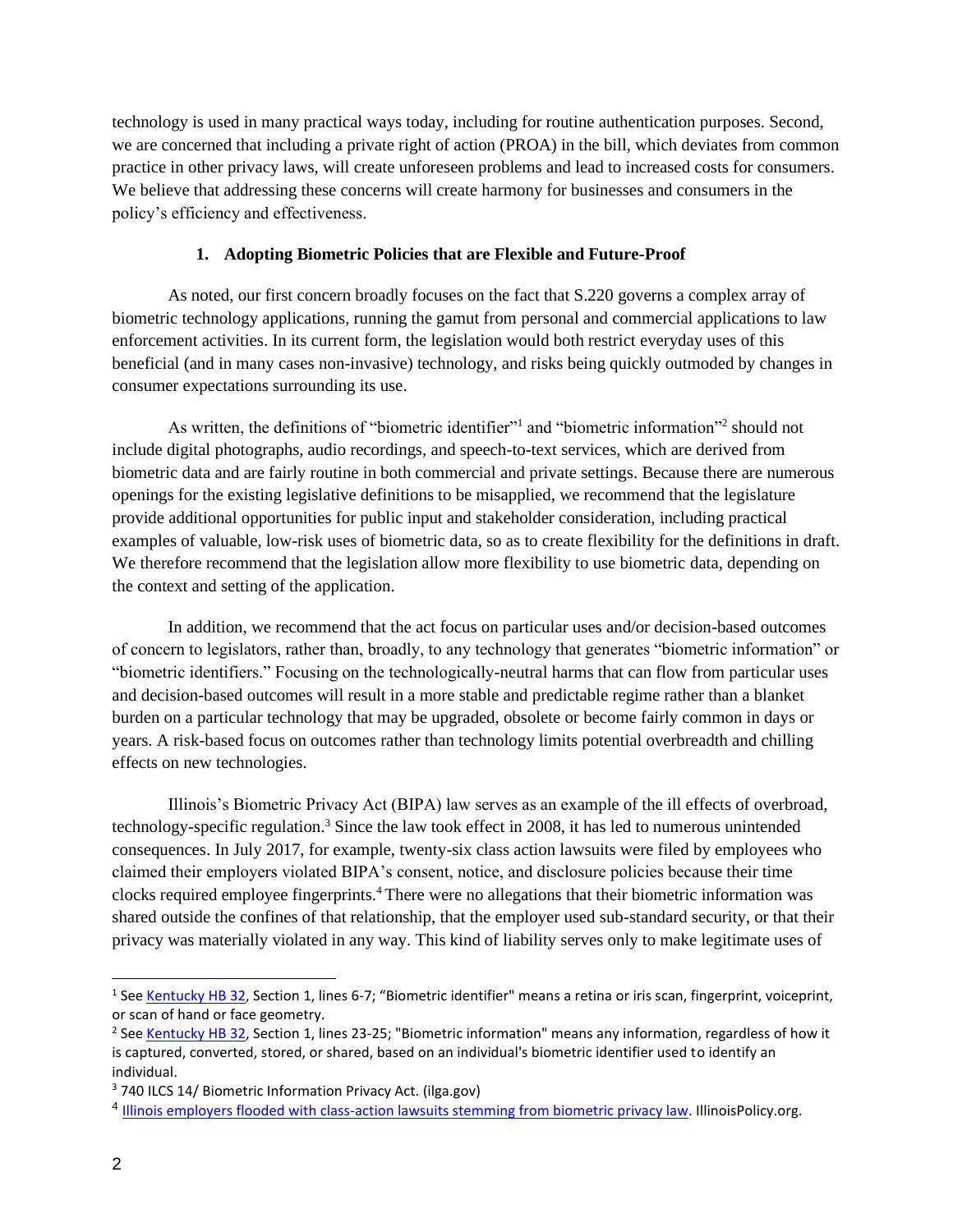technology is used in many practical ways today, including for routine authentication purposes. Second, we are concerned that including a private right of action (PROA) in the bill, which deviates from common practice in other privacy laws, will create unforeseen problems and lead to increased costs for consumers. We believe that addressing these concerns will create harmony for businesses and consumers in the policy's efficiency and effectiveness.

**1. Adopting Biometric Policies that are Flexible and Future-Proof**

As noted, our first concern broadly focuses on the fact that S.220 governs a complex array of biometric technology applications, running the gamut from personal and commercial applications to law enforcement activities. In its current form, the legislation would both restrict everyday uses of this beneficial (and in many cases non-invasive) technology, and risks being quickly outmoded by changes in consumer expectations surrounding its use.

As written, the definitions of "biometric identifier"[1] and "biometric information"[2] should not include digital photographs, audio recordings, and speech-to-text services, which are derived from biometric data and are fairly routine in both commercial and private settings. Because there are numerous openings for the existing legislative definitions to be misapplied, we recommend that the legislature provide additional opportunities for public input and stakeholder consideration, including practical examples of valuable, low-risk uses of biometric data, so as to create flexibility for the definitions in draft. We therefore recommend that the legislation allow more flexibility to use biometric data, depending on the context and setting of the application.

In addition, we recommend that the act focus on particular uses and/or decision-based outcomes of concern to legislators, rather than, broadly, to any technology that generates "biometric information" or "biometric identifiers." Focusing on the technologically-neutral harms that can flow from particular uses and decision-based outcomes will result in a more stable and predictable regime rather than a blanket burden on a particular technology that may be upgraded, obsolete or become fairly common in days or years. A risk-based focus on outcomes rather than technology limits potential overbreadth and chilling effects on new technologies.

Illinois's Biometric Privacy Act (BIPA) law serves as an example of the ill effects of overbroad, technology-specific regulation.[3] Since the law took effect in 2008, it has led to numerous unintended consequences. In July 2017, for example, twenty-six class action lawsuits were filed by employees who claimed their employers violated BIPA's consent, notice, and disclosure policies because their time clocks required employee fingerprints.[4] There were no allegations that their biometric information was shared outside the confines of that relationship, that the employer used sub-standard security, or that their privacy was materially violated in any way. This kind of liability serves only to make legitimate uses of

---

[1] See Kentucky HB 32, Section 1, lines 6-7; "Biometric identifier" means a retina or iris scan, fingerprint, voiceprint, or scan of hand or face geometry.

[2] See Kentucky HB 32, Section 1, lines 23-25; "Biometric information" means any information, regardless of how it is captured, converted, stored, or shared, based on an individual's biometric identifier used to identify an individual.

[3] 740 ILCS 14/ Biometric Information Privacy Act. (ilga.gov)

[4] Illinois employers flooded with class-action lawsuits stemming from biometric privacy law. IllinoisPolicy.org.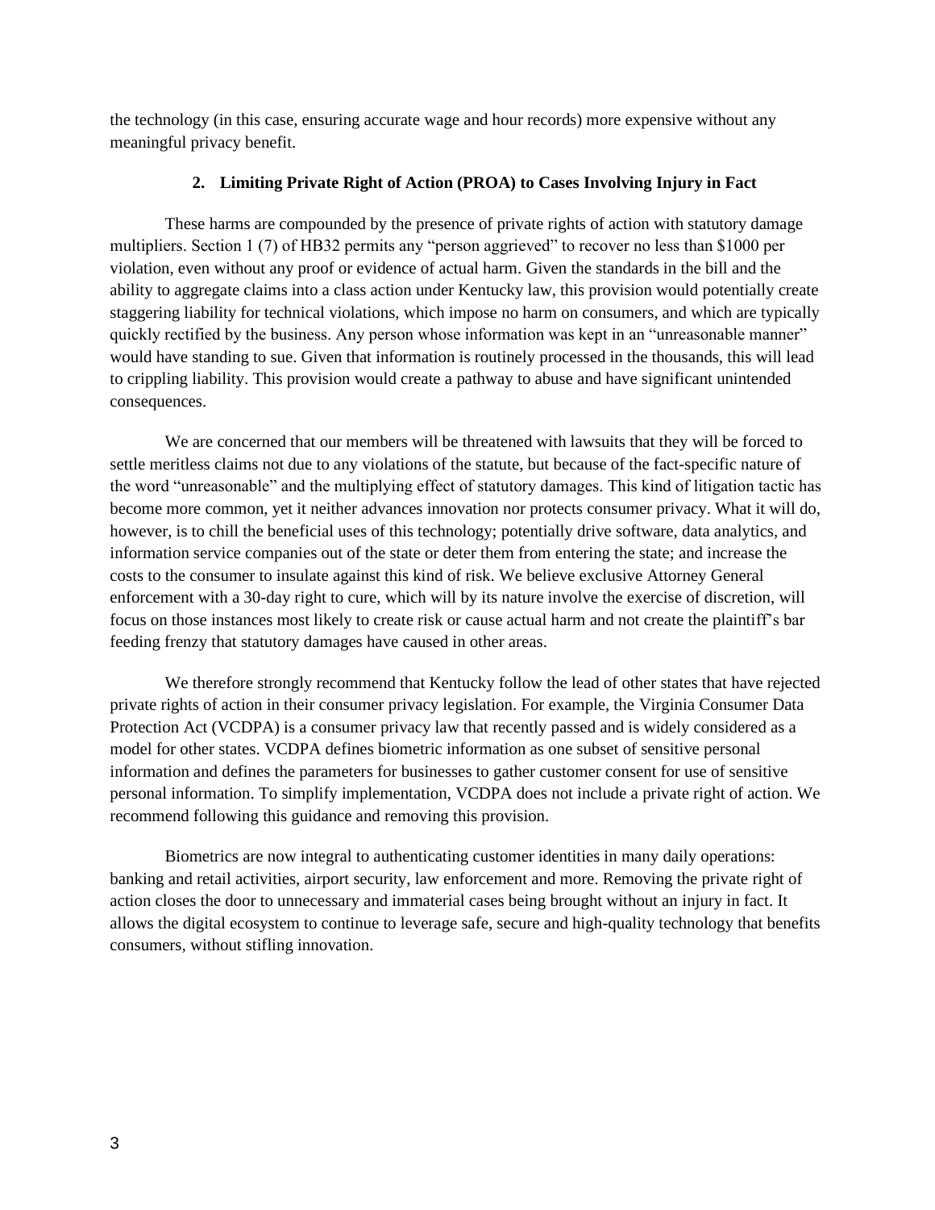the technology (in this case, ensuring accurate wage and hour records) more expensive without any meaningful privacy benefit.

### 2. Limiting Private Right of Action (PROA) to Cases Involving Injury in Fact

These harms are compounded by the presence of private rights of action with statutory damage multipliers. Section 1 (7) of HB32 permits any "person aggrieved" to recover no less than $1000 per violation, even without any proof or evidence of actual harm. Given the standards in the bill and the ability to aggregate claims into a class action under Kentucky law, this provision would potentially create staggering liability for technical violations, which impose no harm on consumers, and which are typically quickly rectified by the business. Any person whose information was kept in an "unreasonable manner" would have standing to sue. Given that information is routinely processed in the thousands, this will lead to crippling liability. This provision would create a pathway to abuse and have significant unintended consequences.

We are concerned that our members will be threatened with lawsuits that they will be forced to settle meritless claims not due to any violations of the statute, but because of the fact-specific nature of the word "unreasonable" and the multiplying effect of statutory damages. This kind of litigation tactic has become more common, yet it neither advances innovation nor protects consumer privacy. What it will do, however, is to chill the beneficial uses of this technology; potentially drive software, data analytics, and information service companies out of the state or deter them from entering the state; and increase the costs to the consumer to insulate against this kind of risk. We believe exclusive Attorney General enforcement with a 30-day right to cure, which will by its nature involve the exercise of discretion, will focus on those instances most likely to create risk or cause actual harm and not create the plaintiff's bar feeding frenzy that statutory damages have caused in other areas.

We therefore strongly recommend that Kentucky follow the lead of other states that have rejected private rights of action in their consumer privacy legislation. For example, the Virginia Consumer Data Protection Act (VCDPA) is a consumer privacy law that recently passed and is widely considered as a model for other states. VCDPA defines biometric information as one subset of sensitive personal information and defines the parameters for businesses to gather customer consent for use of sensitive personal information. To simplify implementation, VCDPA does not include a private right of action. We recommend following this guidance and removing this provision.

Biometrics are now integral to authenticating customer identities in many daily operations: banking and retail activities, airport security, law enforcement and more. Removing the private right of action closes the door to unnecessary and immaterial cases being brought without an injury in fact. It allows the digital ecosystem to continue to leverage safe, secure and high-quality technology that benefits consumers, without stifling innovation.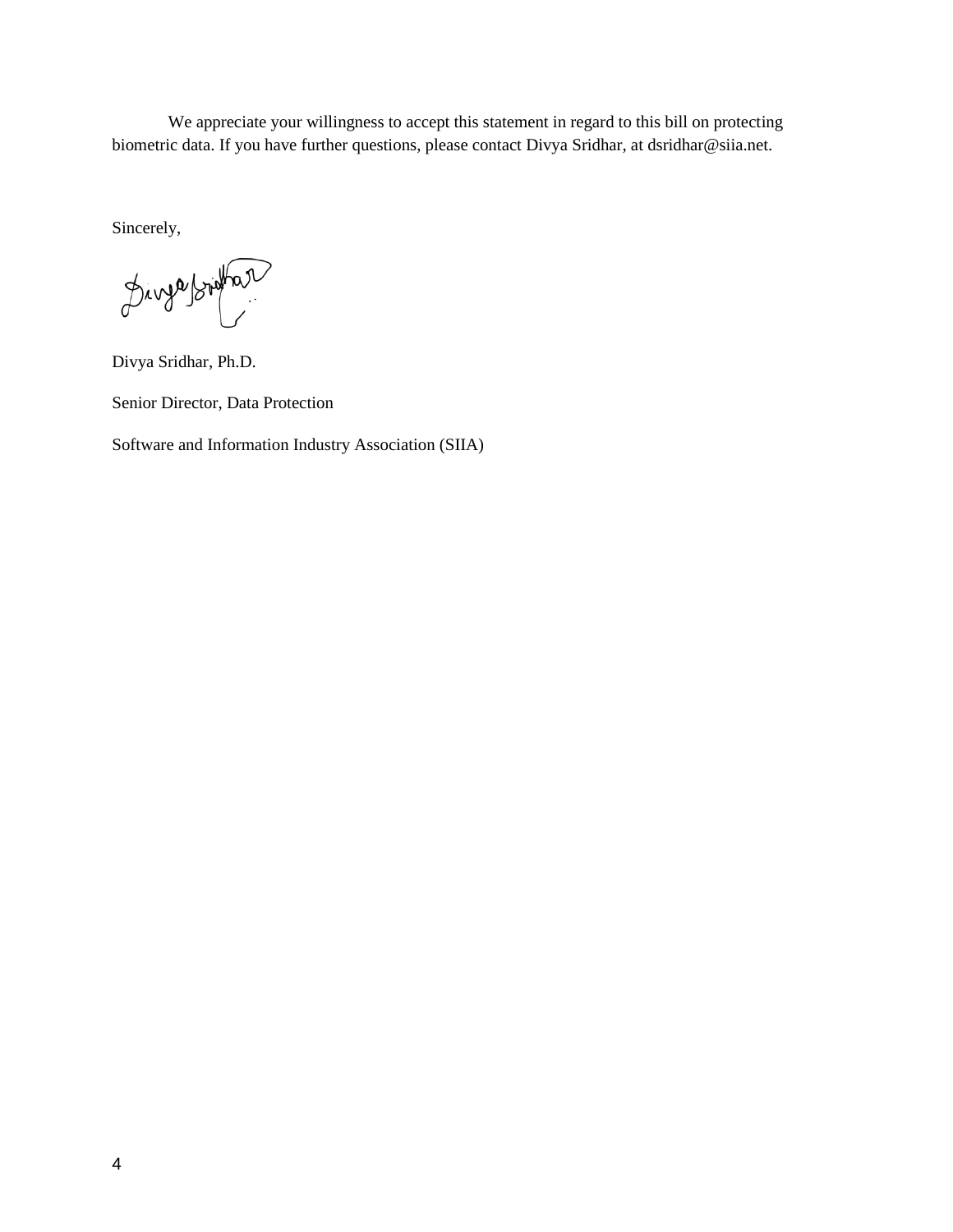We appreciate your willingness to accept this statement in regard to this bill on protecting biometric data. If you have further questions, please contact Divya Sridhar, at dsridhar@siia.net.

Sincerely,

Divya Sridhar, Ph.D.

Senior Director, Data Protection

Software and Information Industry Association (SIIA)